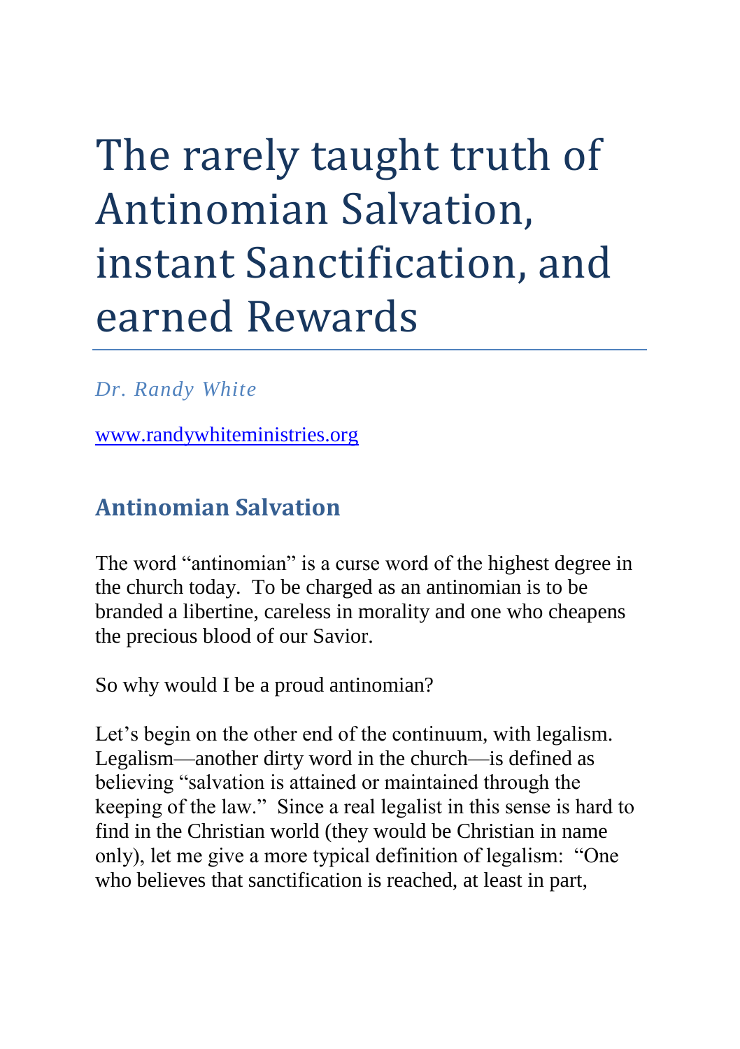# The rarely taught truth of Antinomian Salvation, instant Sanctification, and earned Rewards

*Dr. Randy White*

www.randywhiteministries.org

## Antinomian Salvation

The word "antinomian" is a curse word of the highest degree in the church today. To be charged as an antinomian is to be branded a libertine, careless in morality and one who cheapens the precious blood of our Savior.

So why would I be a proud antinomian?

Let's begin on the other end of the continuum, with legalism. Legalism—another dirty word in the church—is defined as believing "salvation is attained or maintained through the keeping of the law." Since a real legalist in this sense is hard to find in the Christian world (they would be Christian in name only), let me give a more typical definition of legalism: "One who believes that sanctification is reached, at least in part,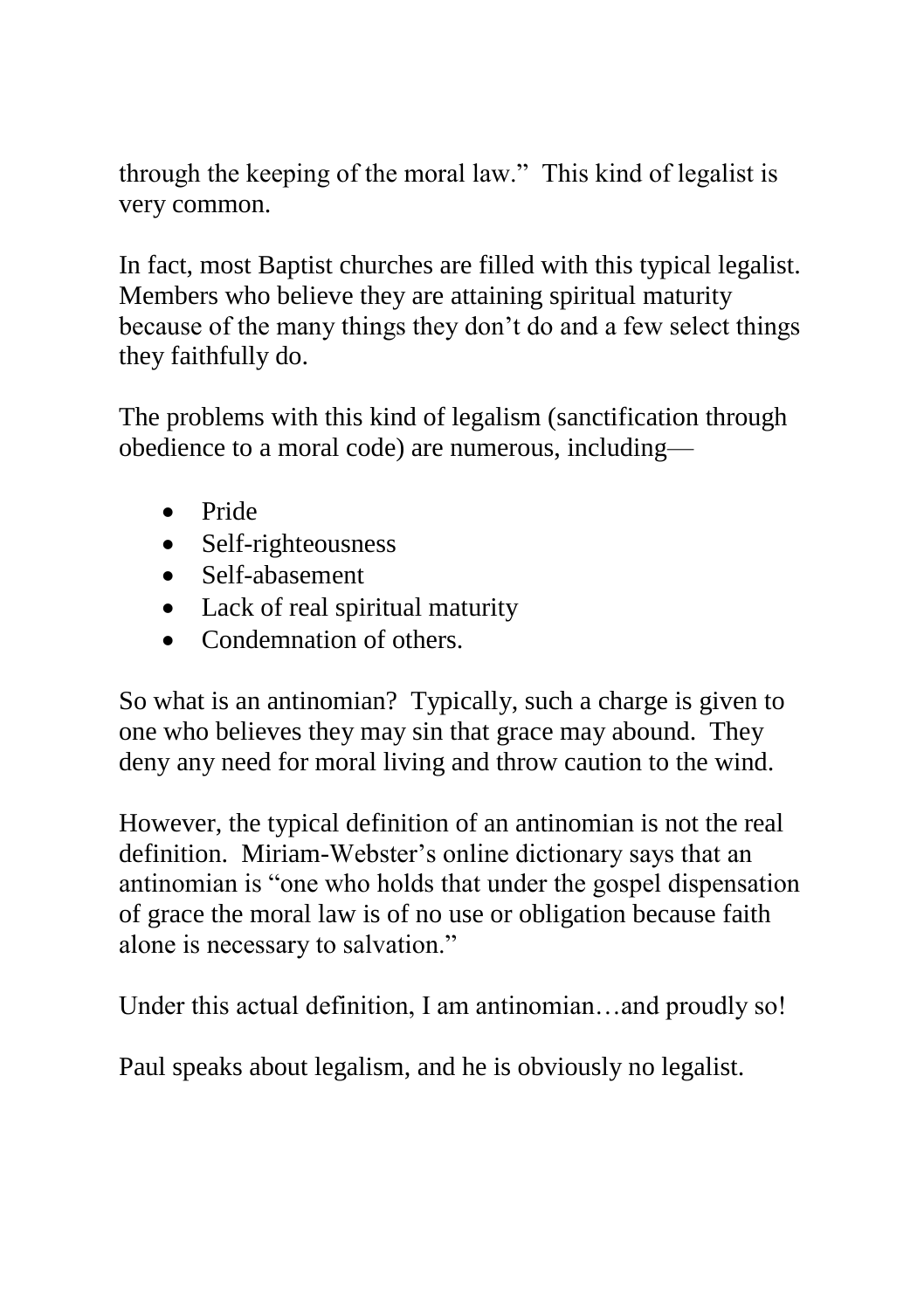through the keeping of the moral law." This kind of legalist is very common.

In fact, most Baptist churches are filled with this typical legalist. Members who believe they are attaining spiritual maturity because of the many things they don't do and a few select things they faithfully do.

The problems with this kind of legalism (sanctification through obedience to a moral code) are numerous, including—

- Pride
- Self-righteousness
- Self-abasement
- Lack of real spiritual maturity
- Condemnation of others.

So what is an antinomian? Typically, such a charge is given to one who believes they may sin that grace may abound. They deny any need for moral living and throw caution to the wind.

However, the typical definition of an antinomian is not the real definition. Miriam-Webster's online dictionary says that an antinomian is "one who holds that under the gospel dispensation of grace the moral law is of no use or obligation because faith alone is necessary to salvation."

Under this actual definition, I am antinomian…and proudly so!

Paul speaks about legalism, and he is obviously no legalist.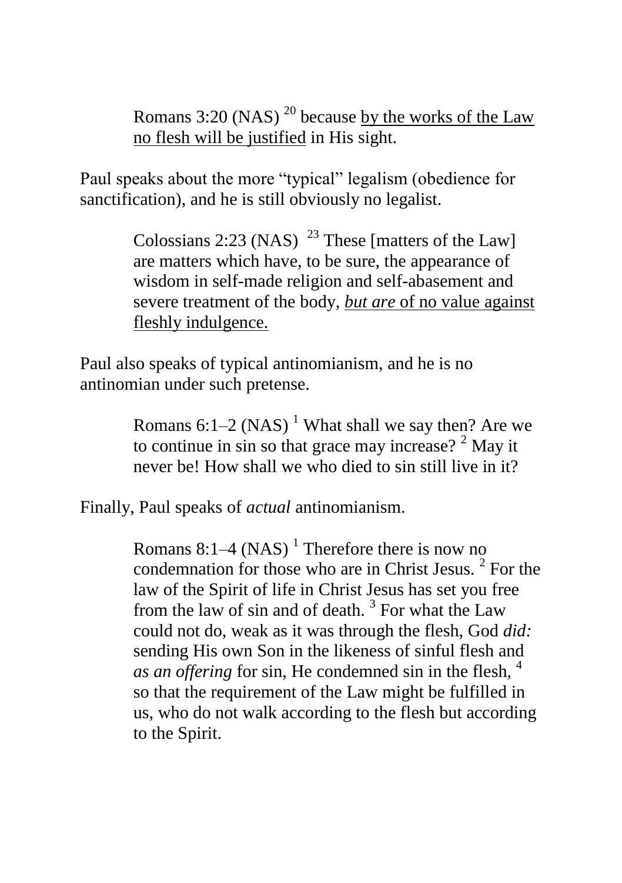> Romans 3:20 (NAS) [20] because by the works of the Law no flesh will be justified in His sight.

Paul speaks about the more "typical" legalism (obedience for sanctification), and he is still obviously no legalist.

> Colossians 2:23 (NAS) [23] These [matters of the Law] are matters which have, to be sure, the appearance of wisdom in self-made religion and self-abasement and severe treatment of the body, *but are* of no value against fleshly indulgence.

Paul also speaks of typical antinomianism, and he is no antinomian under such pretense.

> Romans 6:1–2 (NAS) [1] What shall we say then? Are we to continue in sin so that grace may increase? [2] May it never be! How shall we who died to sin still live in it?

Finally, Paul speaks of *actual* antinomianism.

> Romans 8:1–4 (NAS) [1] Therefore there is now no condemnation for those who are in Christ Jesus. [2] For the law of the Spirit of life in Christ Jesus has set you free from the law of sin and of death. [3] For what the Law could not do, weak as it was through the flesh, God *did:* sending His own Son in the likeness of sinful flesh and *as an offering* for sin, He condemned sin in the flesh, [4] so that the requirement of the Law might be fulfilled in us, who do not walk according to the flesh but according to the Spirit.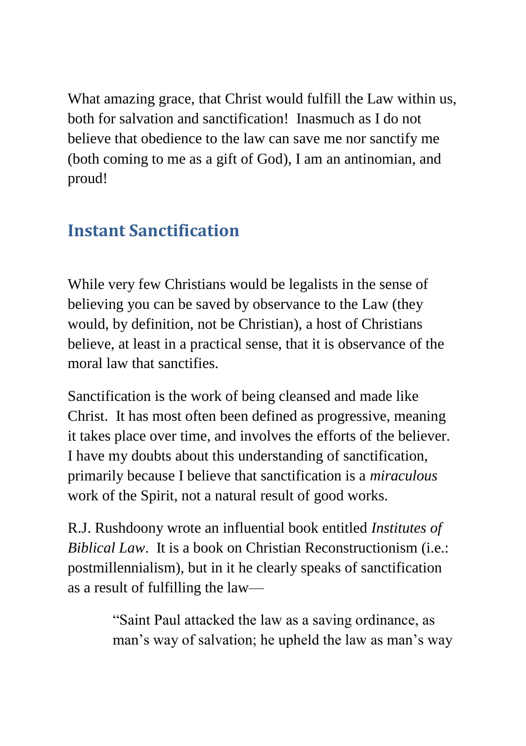What amazing grace, that Christ would fulfill the Law within us, both for salvation and sanctification!  Inasmuch as I do not believe that obedience to the law can save me nor sanctify me (both coming to me as a gift of God), I am an antinomian, and proud!

## Instant Sanctification

While very few Christians would be legalists in the sense of believing you can be saved by observance to the Law (they would, by definition, not be Christian), a host of Christians believe, at least in a practical sense, that it is observance of the moral law that sanctifies.

Sanctification is the work of being cleansed and made like Christ.  It has most often been defined as progressive, meaning it takes place over time, and involves the efforts of the believer.  I have my doubts about this understanding of sanctification, primarily because I believe that sanctification is a *miraculous* work of the Spirit, not a natural result of good works.

R.J. Rushdoony wrote an influential book entitled *Institutes of Biblical Law*.  It is a book on Christian Reconstructionism (i.e.: postmillennialism), but in it he clearly speaks of sanctification as a result of fulfilling the law—

> "Saint Paul attacked the law as a saving ordinance, as man's way of salvation; he upheld the law as man's way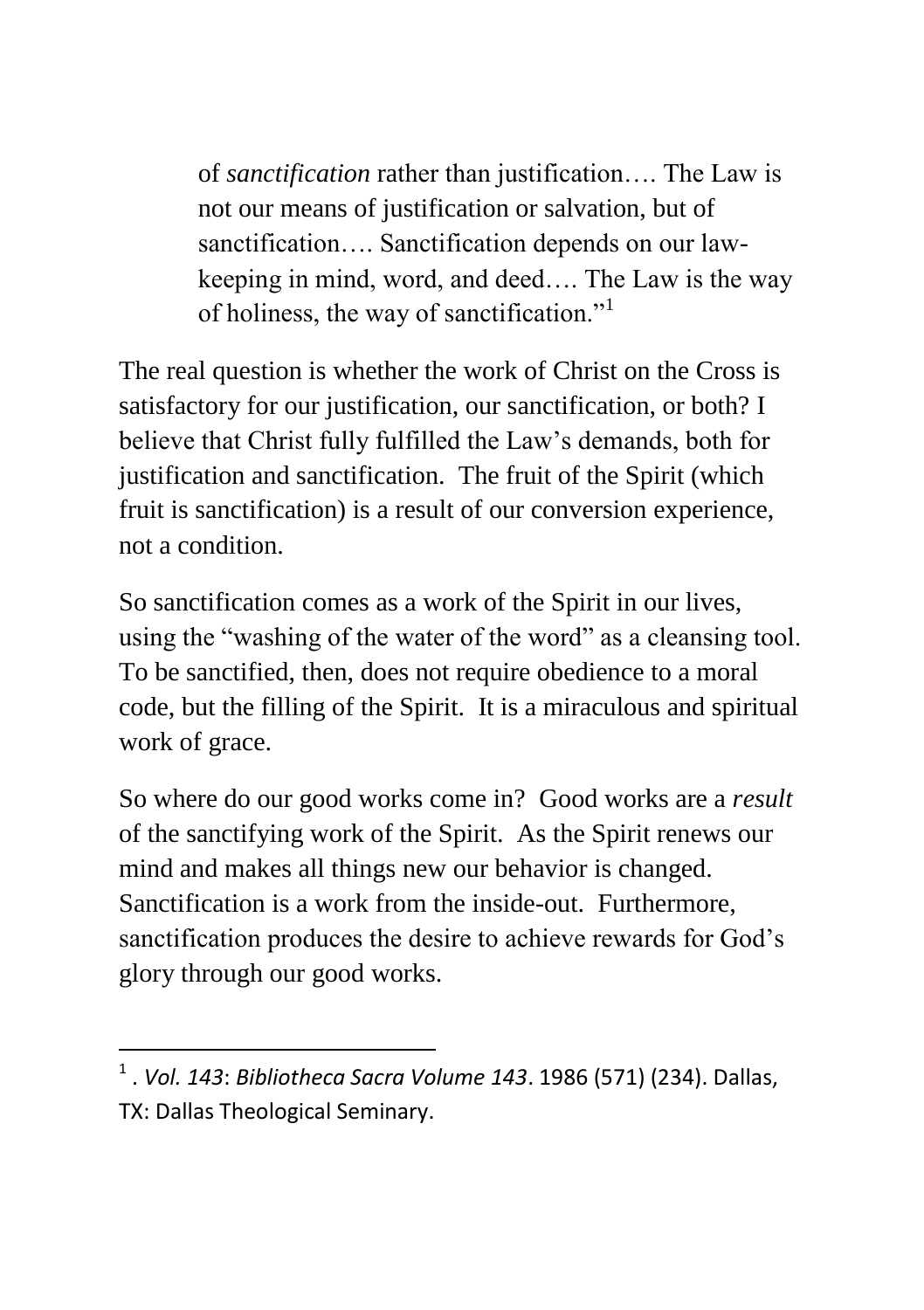> of *sanctification* rather than justification…. The Law is not our means of justification or salvation, but of sanctification…. Sanctification depends on our law-keeping in mind, word, and deed…. The Law is the way of holiness, the way of sanctification."[1]

The real question is whether the work of Christ on the Cross is satisfactory for our justification, our sanctification, or both? I believe that Christ fully fulfilled the Law's demands, both for justification and sanctification. The fruit of the Spirit (which fruit is sanctification) is a result of our conversion experience, not a condition.

So sanctification comes as a work of the Spirit in our lives, using the "washing of the water of the word" as a cleansing tool. To be sanctified, then, does not require obedience to a moral code, but the filling of the Spirit. It is a miraculous and spiritual work of grace.

So where do our good works come in? Good works are a *result* of the sanctifying work of the Spirit. As the Spirit renews our mind and makes all things new our behavior is changed. Sanctification is a work from the inside-out. Furthermore, sanctification produces the desire to achieve rewards for God's glory through our good works.

---

[1] . *Vol. 143*: *Bibliotheca Sacra Volume 143*. 1986 (571) (234). Dallas, TX: Dallas Theological Seminary.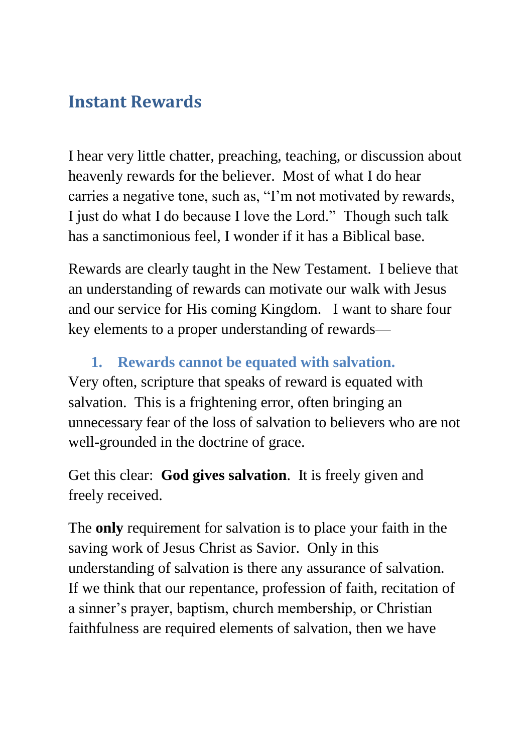## Instant Rewards

I hear very little chatter, preaching, teaching, or discussion about heavenly rewards for the believer. Most of what I do hear carries a negative tone, such as, “I’m not motivated by rewards, I just do what I do because I love the Lord.” Though such talk has a sanctimonious feel, I wonder if it has a Biblical base.

Rewards are clearly taught in the New Testament. I believe that an understanding of rewards can motivate our walk with Jesus and our service for His coming Kingdom. I want to share four key elements to a proper understanding of rewards—

### 1. Rewards cannot be equated with salvation.

Very often, scripture that speaks of reward is equated with salvation. This is a frightening error, often bringing an unnecessary fear of the loss of salvation to believers who are not well-grounded in the doctrine of grace.

Get this clear: **God gives salvation**. It is freely given and freely received.

The **only** requirement for salvation is to place your faith in the saving work of Jesus Christ as Savior. Only in this understanding of salvation is there any assurance of salvation. If we think that our repentance, profession of faith, recitation of a sinner’s prayer, baptism, church membership, or Christian faithfulness are required elements of salvation, then we have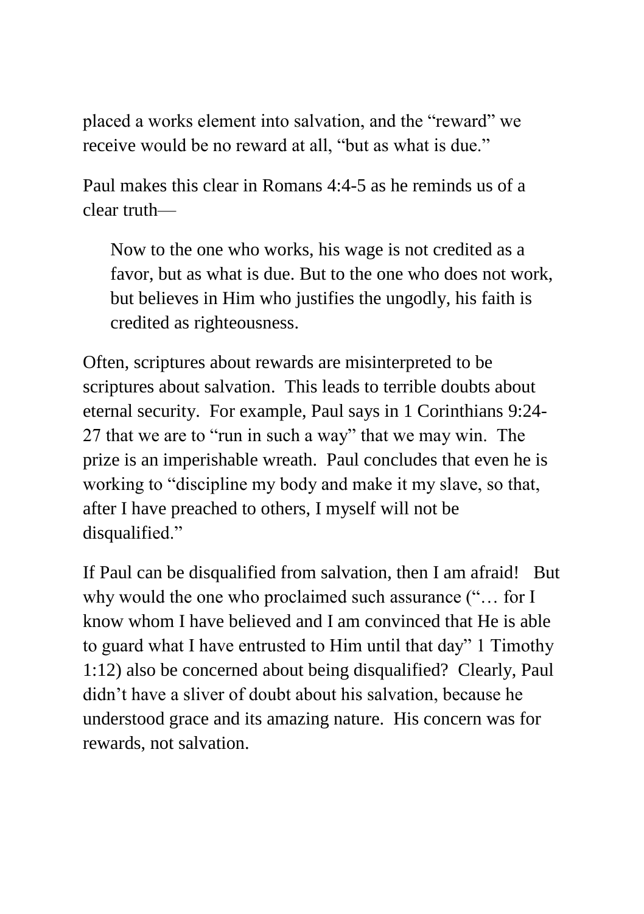placed a works element into salvation, and the “reward” we receive would be no reward at all, “but as what is due.”

Paul makes this clear in Romans 4:4-5 as he reminds us of a clear truth—

> Now to the one who works, his wage is not credited as a favor, but as what is due. But to the one who does not work, but believes in Him who justifies the ungodly, his faith is credited as righteousness.

Often, scriptures about rewards are misinterpreted to be scriptures about salvation. This leads to terrible doubts about eternal security. For example, Paul says in 1 Corinthians 9:24-27 that we are to “run in such a way” that we may win. The prize is an imperishable wreath. Paul concludes that even he is working to “discipline my body and make it my slave, so that, after I have preached to others, I myself will not be disqualified.”

If Paul can be disqualified from salvation, then I am afraid! But why would the one who proclaimed such assurance (“… for I know whom I have believed and I am convinced that He is able to guard what I have entrusted to Him until that day” 1 Timothy 1:12) also be concerned about being disqualified? Clearly, Paul didn’t have a sliver of doubt about his salvation, because he understood grace and its amazing nature. His concern was for rewards, not salvation.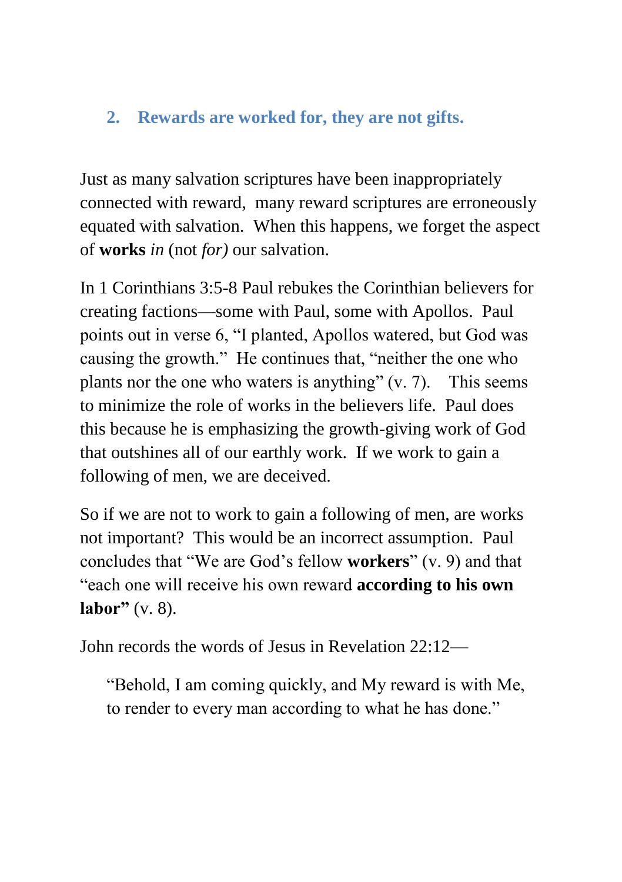### 2. Rewards are worked for, they are not gifts.

Just as many salvation scriptures have been inappropriately connected with reward, many reward scriptures are erroneously equated with salvation. When this happens, we forget the aspect of **works** *in* (not *for)* our salvation.

In 1 Corinthians 3:5-8 Paul rebukes the Corinthian believers for creating factions—some with Paul, some with Apollos. Paul points out in verse 6, "I planted, Apollos watered, but God was causing the growth." He continues that, "neither the one who plants nor the one who waters is anything" (v. 7). This seems to minimize the role of works in the believers life. Paul does this because he is emphasizing the growth-giving work of God that outshines all of our earthly work. If we work to gain a following of men, we are deceived.

So if we are not to work to gain a following of men, are works not important? This would be an incorrect assumption. Paul concludes that "We are God's fellow **workers**" (v. 9) and that "each one will receive his own reward **according to his own labor"** (v. 8).

John records the words of Jesus in Revelation 22:12—

> "Behold, I am coming quickly, and My reward is with Me, to render to every man according to what he has done."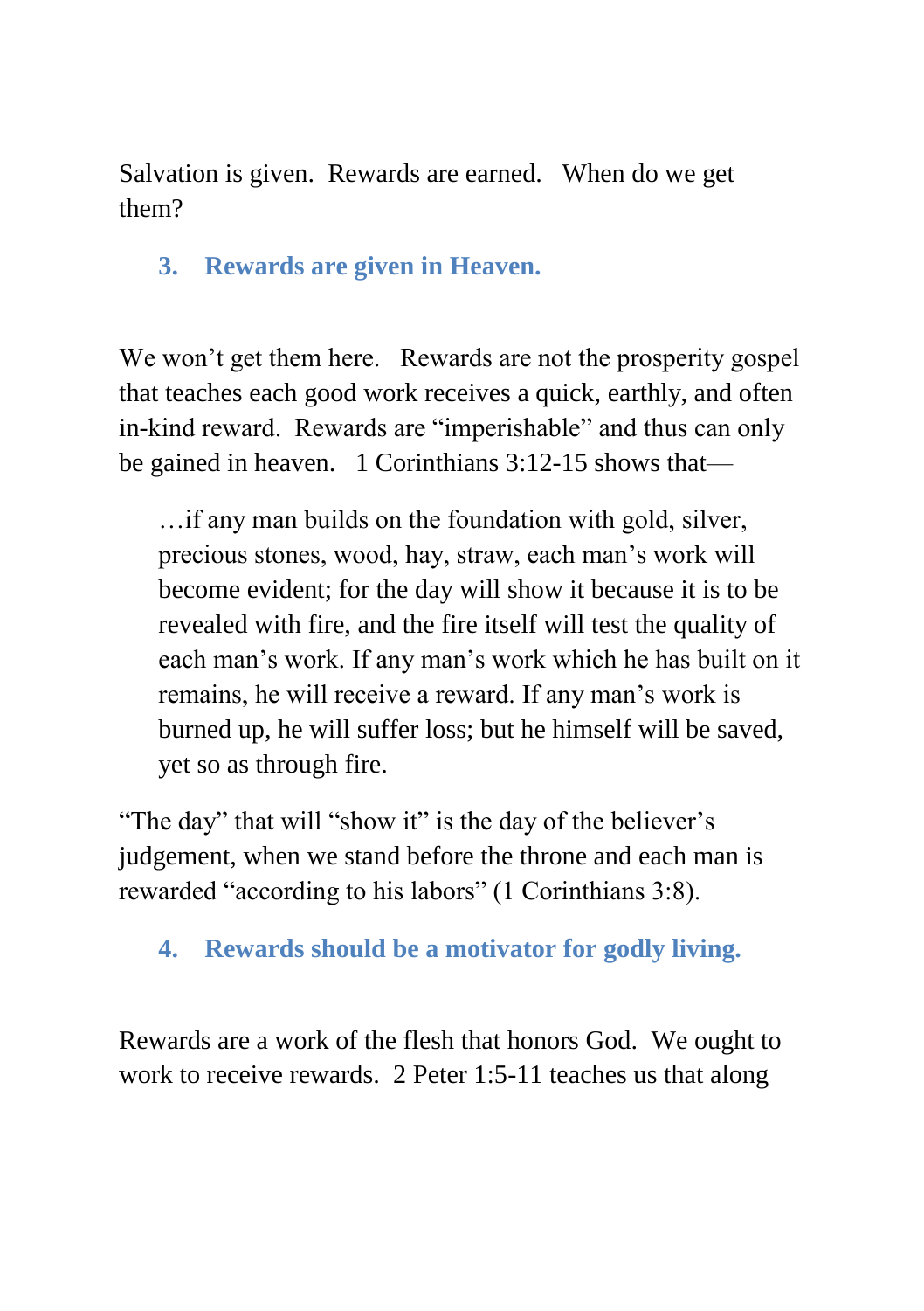Salvation is given. Rewards are earned. When do we get them?

### 3. Rewards are given in Heaven.

We won't get them here. Rewards are not the prosperity gospel that teaches each good work receives a quick, earthly, and often in-kind reward. Rewards are "imperishable" and thus can only be gained in heaven. 1 Corinthians 3:12-15 shows that—

> …if any man builds on the foundation with gold, silver, precious stones, wood, hay, straw, each man's work will become evident; for the day will show it because it is to be revealed with fire, and the fire itself will test the quality of each man's work. If any man's work which he has built on it remains, he will receive a reward. If any man's work is burned up, he will suffer loss; but he himself will be saved, yet so as through fire.

"The day" that will "show it" is the day of the believer's judgement, when we stand before the throne and each man is rewarded "according to his labors" (1 Corinthians 3:8).

### 4. Rewards should be a motivator for godly living.

Rewards are a work of the flesh that honors God. We ought to work to receive rewards. 2 Peter 1:5-11 teaches us that along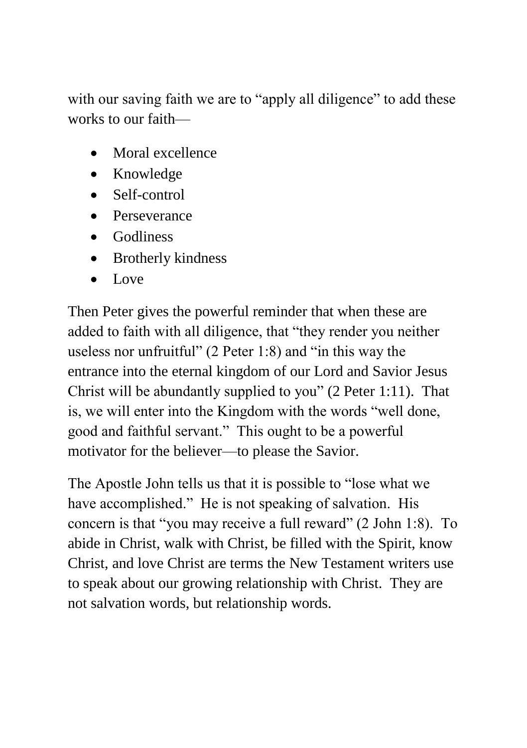with our saving faith we are to "apply all diligence" to add these works to our faith—

- Moral excellence
- Knowledge
- Self-control
- Perseverance
- Godliness
- Brotherly kindness
- Love

Then Peter gives the powerful reminder that when these are added to faith with all diligence, that "they render you neither useless nor unfruitful" (2 Peter 1:8) and "in this way the entrance into the eternal kingdom of our Lord and Savior Jesus Christ will be abundantly supplied to you" (2 Peter 1:11). That is, we will enter into the Kingdom with the words "well done, good and faithful servant." This ought to be a powerful motivator for the believer—to please the Savior.

The Apostle John tells us that it is possible to "lose what we have accomplished." He is not speaking of salvation. His concern is that "you may receive a full reward" (2 John 1:8). To abide in Christ, walk with Christ, be filled with the Spirit, know Christ, and love Christ are terms the New Testament writers use to speak about our growing relationship with Christ. They are not salvation words, but relationship words.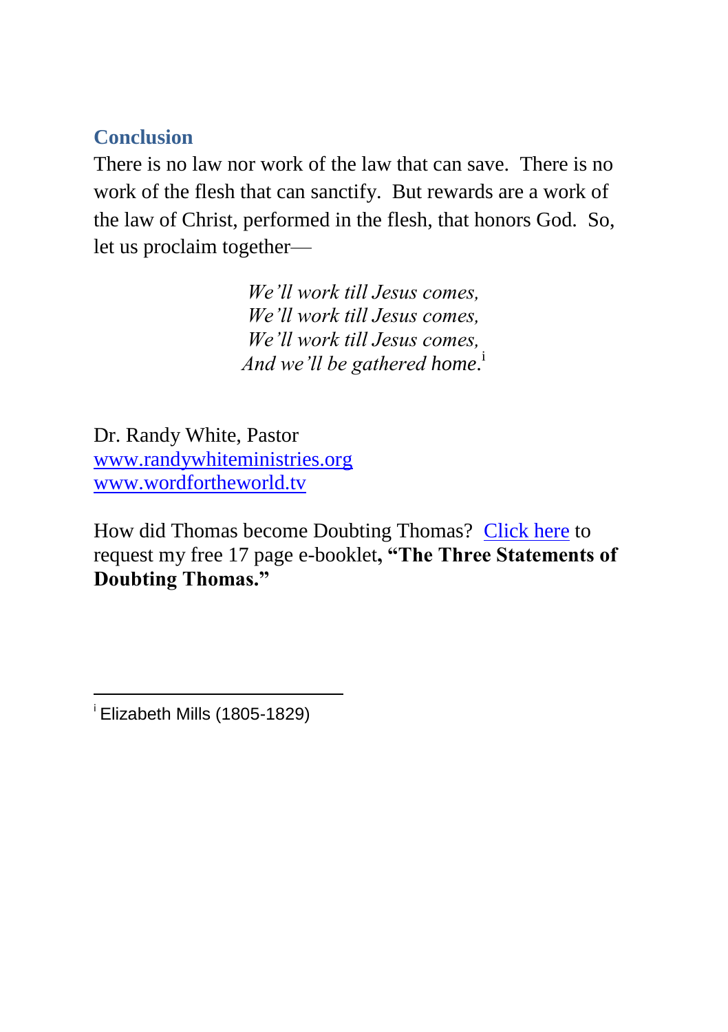## Conclusion

There is no law nor work of the law that can save. There is no work of the flesh that can sanctify. But rewards are a work of the law of Christ, performed in the flesh, that honors God. So, let us proclaim together—

*We'll work till Jesus comes,*
*We'll work till Jesus comes,*
*We'll work till Jesus comes,*
*And we'll be gathered home.*[i]

Dr. Randy White, Pastor
www.randywhiteministries.org
www.wordfortheworld.tv

How did Thomas become Doubting Thomas? Click here to request my free 17 page e-booklet**, "The Three Statements of Doubting Thomas."**

---

[i] Elizabeth Mills (1805-1829)